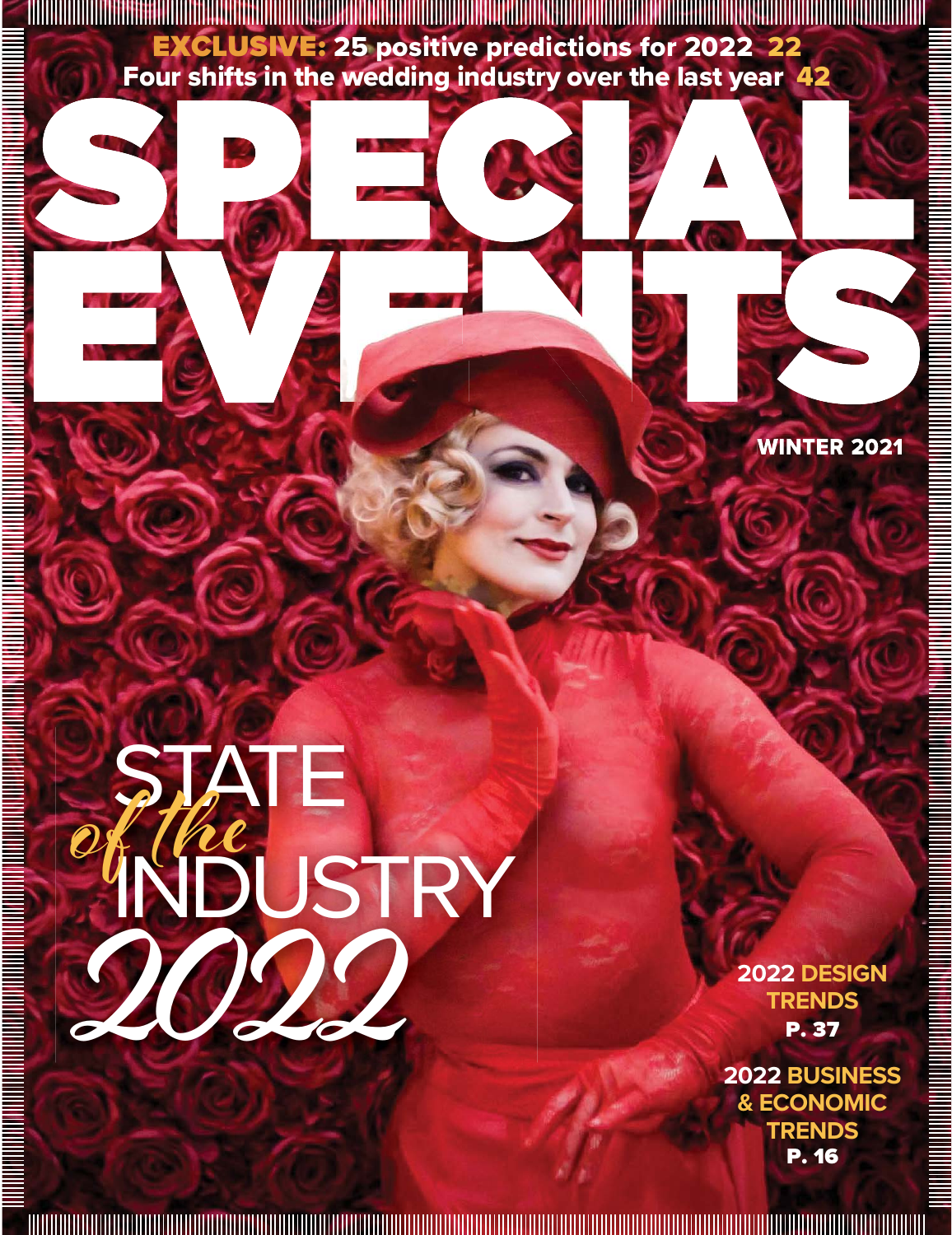**EXCLUSIVE:** 25 positive predictions for 2022 **22**

Four shifts in the wedding industry over the last year **42**

# SPECIAL EVENTS

WINTER 2021

## STATE *of the* INDUSTRY *2022*

**2022 DESIGN TRENDS**
**P. 37**

**2022 BUSINESS & ECONOMIC TRENDS**
**P. 16**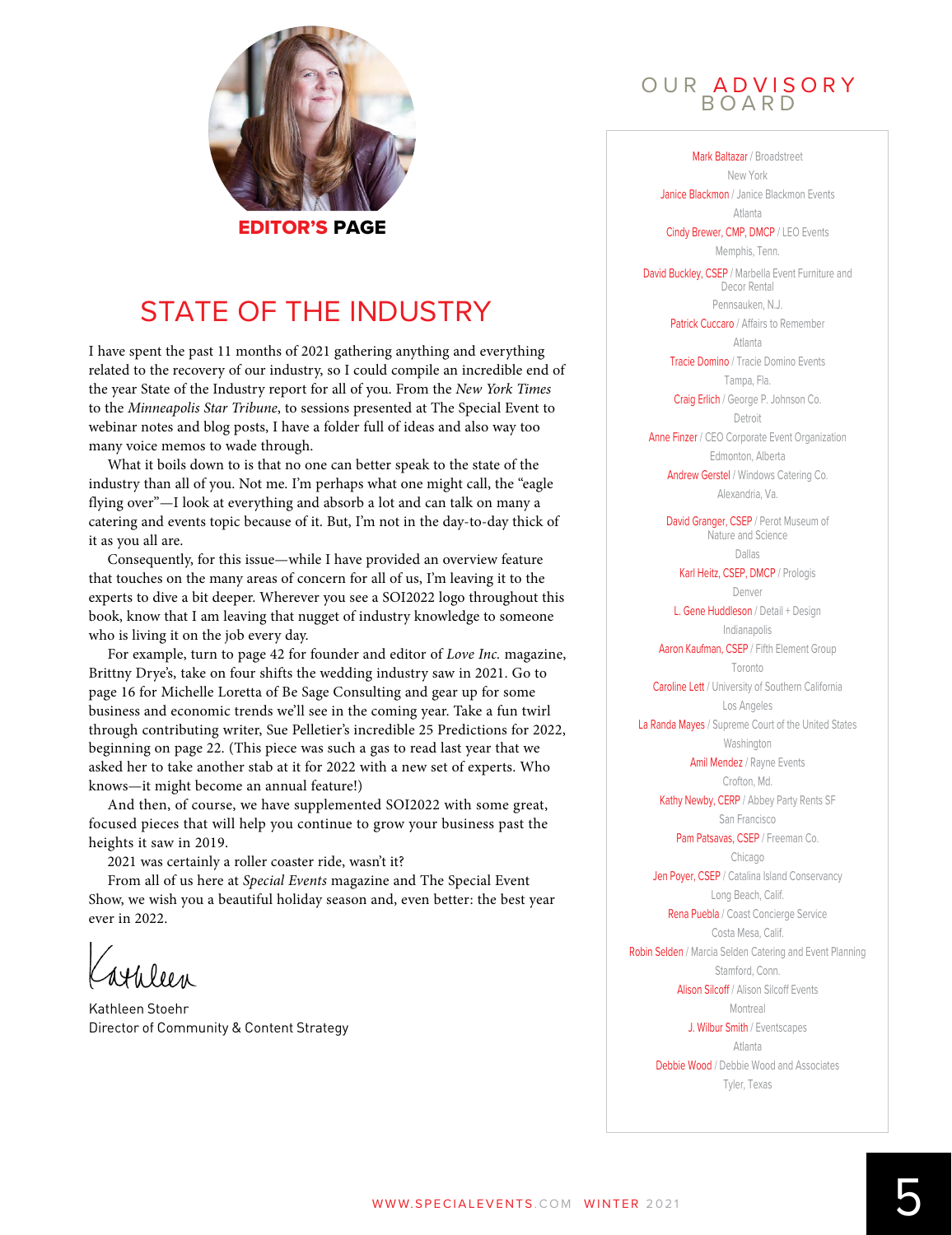EDITOR'S PAGE

# STATE OF THE INDUSTRY

I have spent the past 11 months of 2021 gathering anything and everything related to the recovery of our industry, so I could compile an incredible end of the year State of the Industry report for all of you. From the *New York Times* to the *Minneapolis Star Tribune*, to sessions presented at The Special Event to webinar notes and blog posts, I have a folder full of ideas and also way too many voice memos to wade through.

What it boils down to is that no one can better speak to the state of the industry than all of you. Not me. I'm perhaps what one might call, the "eagle flying over"—I look at everything and absorb a lot and can talk on many a catering and events topic because of it. But, I'm not in the day-to-day thick of it as you all are.

Consequently, for this issue—while I have provided an overview feature that touches on the many areas of concern for all of us, I'm leaving it to the experts to dive a bit deeper. Wherever you see a SOI2022 logo throughout this book, know that I am leaving that nugget of industry knowledge to someone who is living it on the job every day.

For example, turn to page 42 for founder and editor of *Love Inc.* magazine, Brittny Drye's, take on four shifts the wedding industry saw in 2021. Go to page 16 for Michelle Loretta of Be Sage Consulting and gear up for some business and economic trends we'll see in the coming year. Take a fun twirl through contributing writer, Sue Pelletier's incredible 25 Predictions for 2022, beginning on page 22. (This piece was such a gas to read last year that we asked her to take another stab at it for 2022 with a new set of experts. Who knows—it might become an annual feature!)

And then, of course, we have supplemented SOI2022 with some great, focused pieces that will help you continue to grow your business past the heights it saw in 2019.

2021 was certainly a roller coaster ride, wasn't it?

From all of us here at *Special Events* magazine and The Special Event Show, we wish you a beautiful holiday season and, even better: the best year ever in 2022.

Kathleen

Kathleen Stoehr
Director of Community & Content Strategy

## OUR ADVISORY BOARD

Mark Baltazar / Broadstreet
New York

Janice Blackmon / Janice Blackmon Events
Atlanta

Cindy Brewer, CMP, DMCP / LEO Events
Memphis, Tenn.

David Buckley, CSEP / Marbella Event Furniture and Decor Rental
Pennsauken, N.J.

Patrick Cuccaro / Affairs to Remember
Atlanta

Tracie Domino / Tracie Domino Events
Tampa, Fla.

Craig Erlich / George P. Johnson Co.
Detroit

Anne Finzer / CEO Corporate Event Organization
Edmonton, Alberta

Andrew Gerstel / Windows Catering Co.
Alexandria, Va.

David Granger, CSEP / Perot Museum of Nature and Science
Dallas

Karl Heitz, CSEP, DMCP / Prologis
Denver

L. Gene Huddleson / Detail + Design
Indianapolis

Aaron Kaufman, CSEP / Fifth Element Group
Toronto

Caroline Lett / University of Southern California
Los Angeles

La Randa Mayes / Supreme Court of the United States
Washington

Amil Mendez / Rayne Events
Crofton, Md.

Kathy Newby, CERP / Abbey Party Rents SF
San Francisco

Pam Patsavas, CSEP / Freeman Co.
Chicago

Jen Poyer, CSEP / Catalina Island Conservancy
Long Beach, Calif.

Rena Puebla / Coast Concierge Service
Costa Mesa, Calif.

Robin Selden / Marcia Selden Catering and Event Planning
Stamford, Conn.

Alison Silcoff / Alison Silcoff Events
Montreal

J. Wilbur Smith / Eventscapes
Atlanta

Debbie Wood / Debbie Wood and Associates
Tyler, Texas